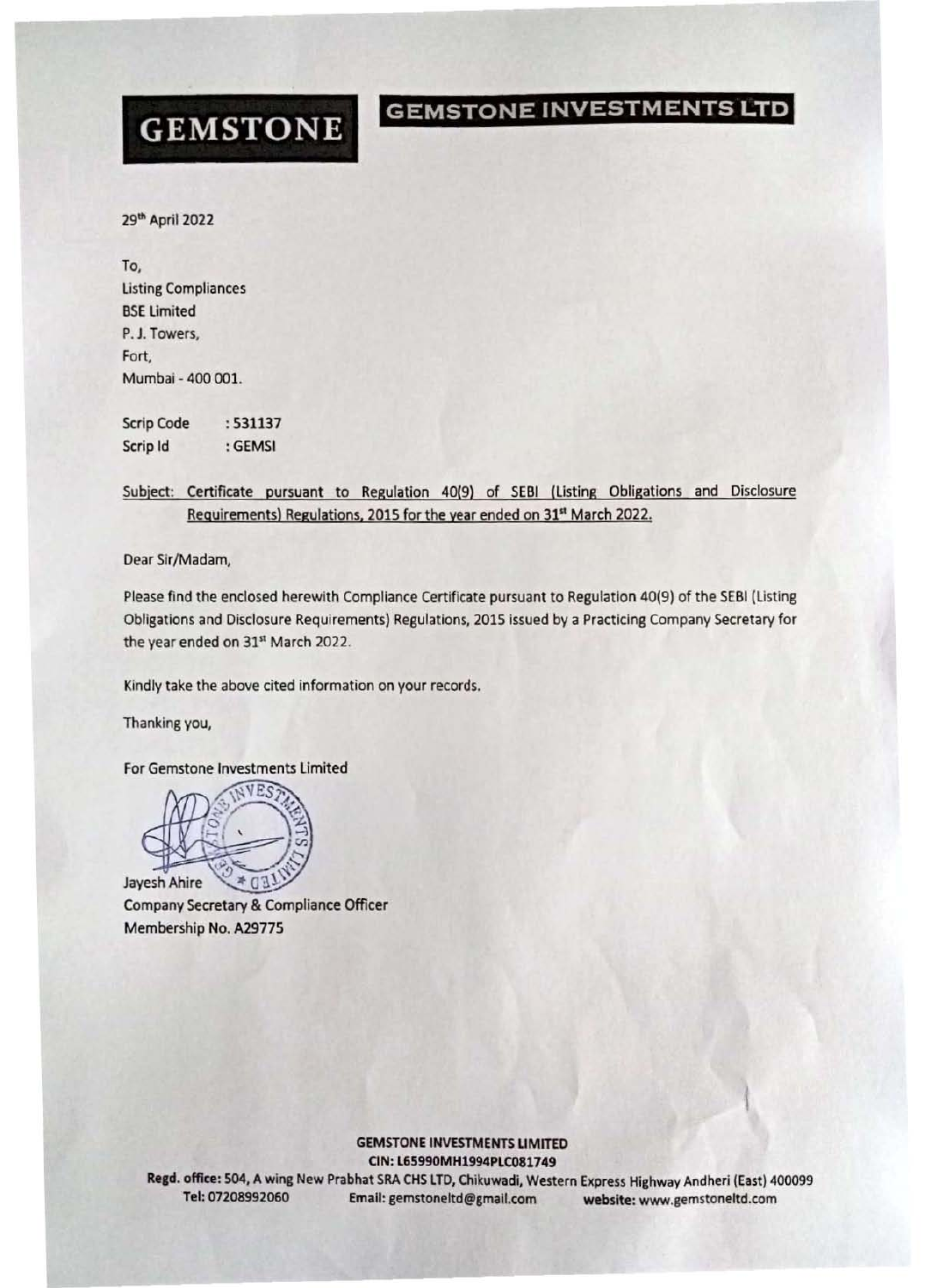**GEMSTONE** **GEMSTONE INVESTMENTS LTD**

29th April 2022

To,
Listing Compliances
BSE Limited
P. J. Towers,
Fort,
Mumbai - 400 001.

Scrip Code : 531137
Scrip Id : GEMSI

Subject: Certificate pursuant to Regulation 40(9) of SEBI (Listing Obligations and Disclosure Requirements) Regulations, 2015 for the year ended on 31st March 2022.

Dear Sir/Madam,

Please find the enclosed herewith Compliance Certificate pursuant to Regulation 40(9) of the SEBI (Listing Obligations and Disclosure Requirements) Regulations, 2015 issued by a Practicing Company Secretary for the year ended on 31st March 2022.

Kindly take the above cited information on your records.

Thanking you,

For Gemstone Investments Limited

Jayesh Ahire
Company Secretary & Compliance Officer
Membership No. A29775

**GEMSTONE INVESTMENTS LIMITED**
**CIN: L65990MH1994PLC081749**
**Regd. office:** 504, A wing New Prabhat SRA CHS LTD, Chikuwadi, Western Express Highway Andheri (East) 400099
**Tel:** 07208992060 Email: gemstoneltd@gmail.com **website:** www.gemstoneltd.com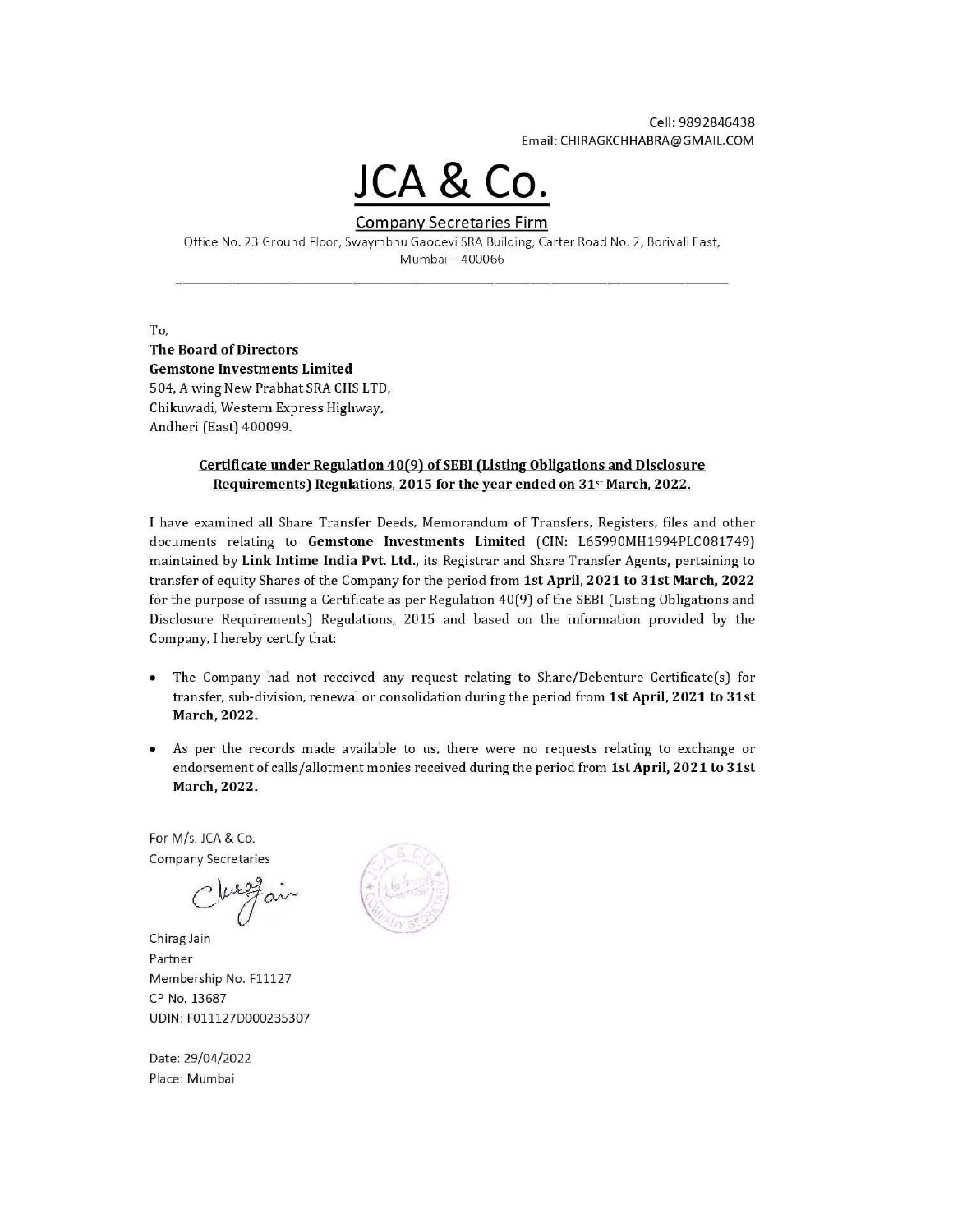Cell: 9892846438
Email: CHIRAGKCHHABRA@GMAIL.COM

# JCA & Co.

Company Secretaries Firm

Office No. 23 Ground Floor, Swaymbhu Gaodevi SRA Building, Carter Road No. 2, Borivali East, Mumbai – 400066

---

To,
**The Board of Directors**
**Gemstone Investments Limited**
504, A wing New Prabhat SRA CHS LTD,
Chikuwadi, Western Express Highway,
Andheri (East) 400099.

**Certificate under Regulation 40(9) of SEBI (Listing Obligations and Disclosure Requirements) Regulations, 2015 for the year ended on 31st March, 2022.**

I have examined all Share Transfer Deeds, Memorandum of Transfers, Registers, files and other documents relating to **Gemstone Investments Limited** (CIN: L65990MH1994PLC081749) maintained by **Link Intime India Pvt. Ltd.**, its Registrar and Share Transfer Agents, pertaining to transfer of equity Shares of the Company for the period from **1st April, 2021 to 31st March, 2022** for the purpose of issuing a Certificate as per Regulation 40(9) of the SEBI (Listing Obligations and Disclosure Requirements) Regulations, 2015 and based on the information provided by the Company, I hereby certify that:

- The Company had not received any request relating to Share/Debenture Certificate(s) for transfer, sub-division, renewal or consolidation during the period from **1st April, 2021 to 31st March, 2022.**
- As per the records made available to us, there were no requests relating to exchange or endorsement of calls/allotment monies received during the period from **1st April, 2021 to 31st March, 2022.**

For M/s. JCA & Co.
Company Secretaries

Chirag Jain
Partner
Membership No. F11127
CP No. 13687
UDIN: F011127D000235307

Date: 29/04/2022
Place: Mumbai